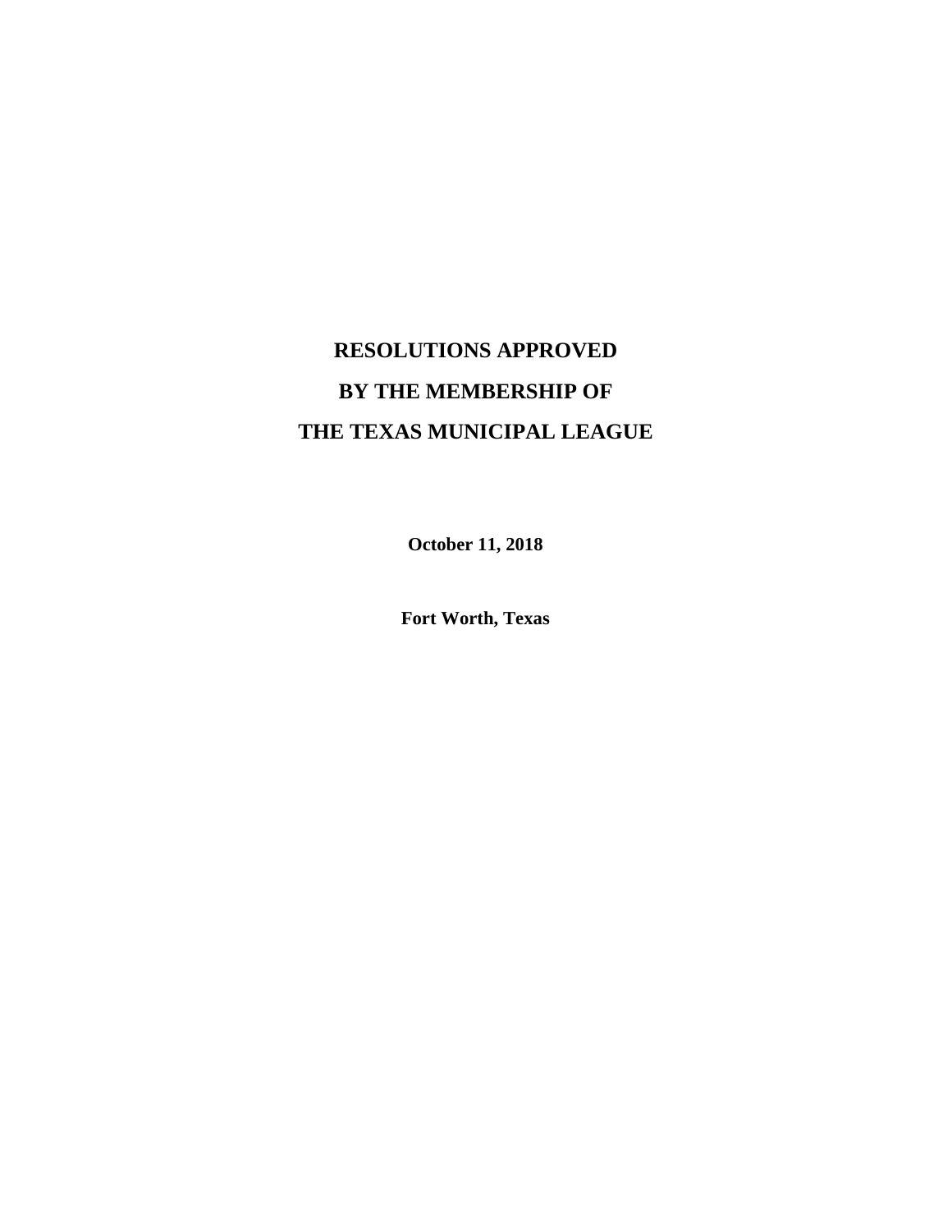# RESOLUTIONS APPROVED
# BY THE MEMBERSHIP OF
# THE TEXAS MUNICIPAL LEAGUE

**October 11, 2018**

**Fort Worth, Texas**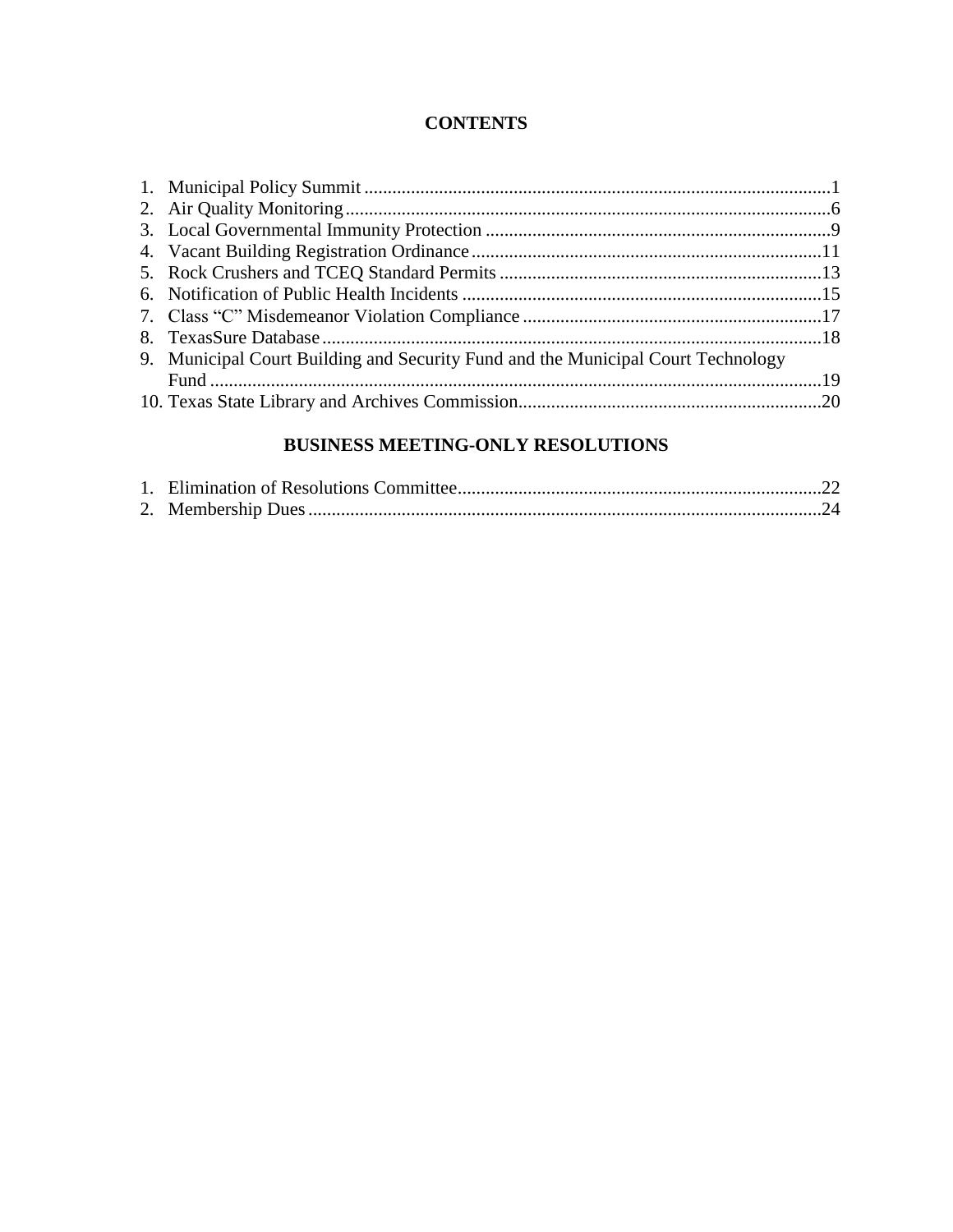## CONTENTS

1. Municipal Policy Summit ....................................................................................................1
2. Air Quality Monitoring........................................................................................................6
3. Local Governmental Immunity Protection ..........................................................................9
4. Vacant Building Registration Ordinance...........................................................................11
5. Rock Crushers and TCEQ Standard Permits .....................................................................13
6. Notification of Public Health Incidents .............................................................................15
7. Class "C" Misdemeanor Violation Compliance ................................................................17
8. TexasSure Database...........................................................................................................18
9. Municipal Court Building and Security Fund and the Municipal Court Technology Fund ..................................................................................................................................19
10. Texas State Library and Archives Commission................................................................20

## BUSINESS MEETING-ONLY RESOLUTIONS

1. Elimination of Resolutions Committee.............................................................................22
2. Membership Dues.............................................................................................................24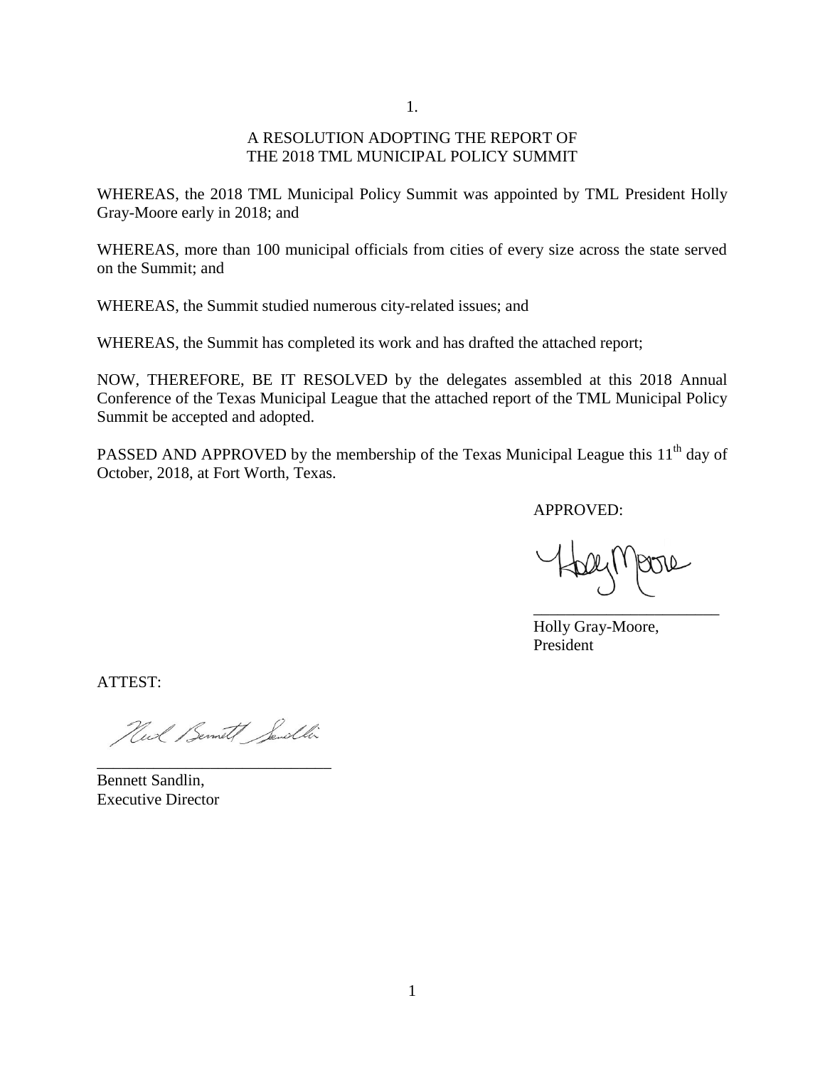1.

# A RESOLUTION ADOPTING THE REPORT OF THE 2018 TML MUNICIPAL POLICY SUMMIT

WHEREAS, the 2018 TML Municipal Policy Summit was appointed by TML President Holly Gray-Moore early in 2018; and

WHEREAS, more than 100 municipal officials from cities of every size across the state served on the Summit; and

WHEREAS, the Summit studied numerous city-related issues; and

WHEREAS, the Summit has completed its work and has drafted the attached report;

NOW, THEREFORE, BE IT RESOLVED by the delegates assembled at this 2018 Annual Conference of the Texas Municipal League that the attached report of the TML Municipal Policy Summit be accepted and adopted.

PASSED AND APPROVED by the membership of the Texas Municipal League this 11th day of October, 2018, at Fort Worth, Texas.

APPROVED:

\_\_\_\_\_\_\_\_\_\_\_\_\_\_\_\_\_\_\_\_\_\_\_\_

Holly Gray-Moore,
President

ATTEST:

\_\_\_\_\_\_\_\_\_\_\_\_\_\_\_\_\_\_\_\_\_\_\_\_

Bennett Sandlin,
Executive Director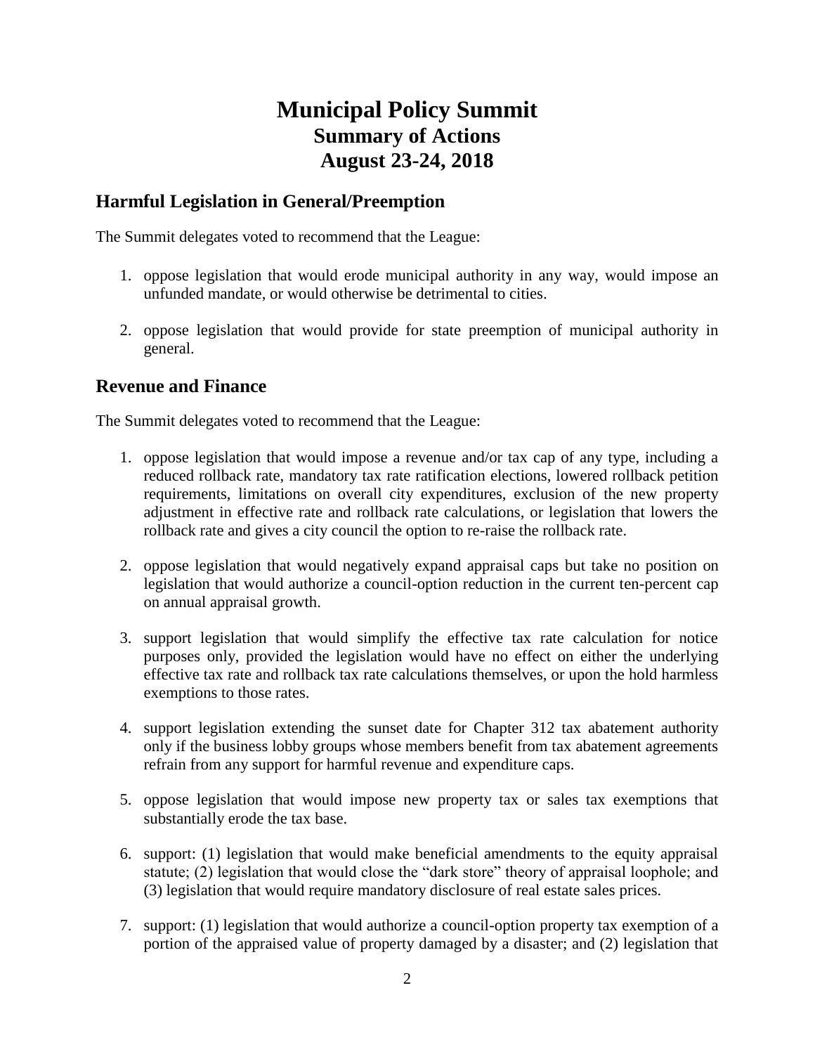# Municipal Policy Summit
## Summary of Actions
## August 23-24, 2018

## Harmful Legislation in General/Preemption

The Summit delegates voted to recommend that the League:

1. oppose legislation that would erode municipal authority in any way, would impose an unfunded mandate, or would otherwise be detrimental to cities.

2. oppose legislation that would provide for state preemption of municipal authority in general.

## Revenue and Finance

The Summit delegates voted to recommend that the League:

1. oppose legislation that would impose a revenue and/or tax cap of any type, including a reduced rollback rate, mandatory tax rate ratification elections, lowered rollback petition requirements, limitations on overall city expenditures, exclusion of the new property adjustment in effective rate and rollback rate calculations, or legislation that lowers the rollback rate and gives a city council the option to re-raise the rollback rate.

2. oppose legislation that would negatively expand appraisal caps but take no position on legislation that would authorize a council-option reduction in the current ten-percent cap on annual appraisal growth.

3. support legislation that would simplify the effective tax rate calculation for notice purposes only, provided the legislation would have no effect on either the underlying effective tax rate and rollback tax rate calculations themselves, or upon the hold harmless exemptions to those rates.

4. support legislation extending the sunset date for Chapter 312 tax abatement authority only if the business lobby groups whose members benefit from tax abatement agreements refrain from any support for harmful revenue and expenditure caps.

5. oppose legislation that would impose new property tax or sales tax exemptions that substantially erode the tax base.

6. support: (1) legislation that would make beneficial amendments to the equity appraisal statute; (2) legislation that would close the "dark store" theory of appraisal loophole; and (3) legislation that would require mandatory disclosure of real estate sales prices.

7. support: (1) legislation that would authorize a council-option property tax exemption of a portion of the appraised value of property damaged by a disaster; and (2) legislation that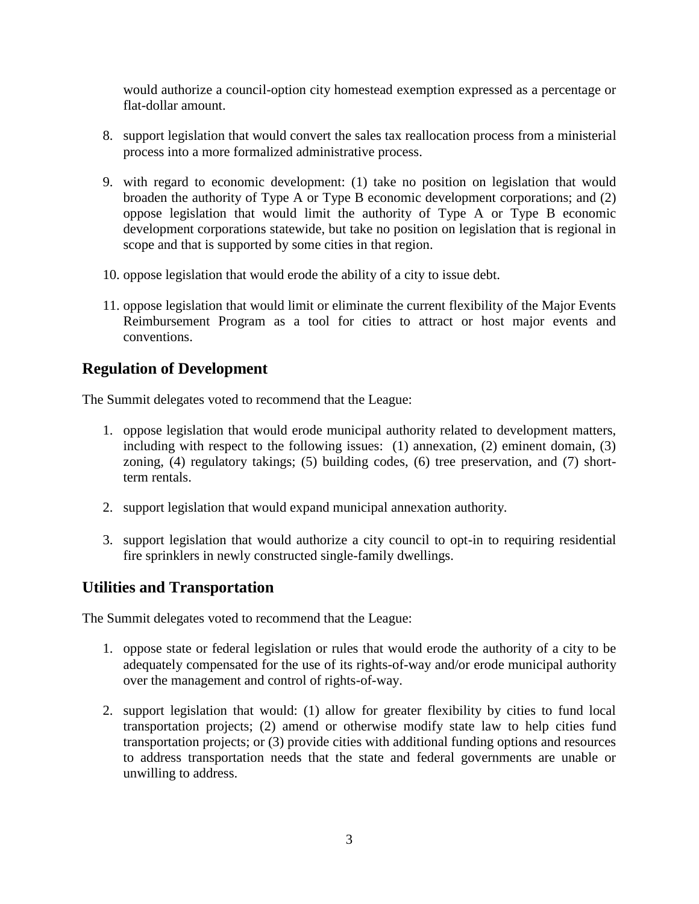would authorize a council-option city homestead exemption expressed as a percentage or flat-dollar amount.

8. support legislation that would convert the sales tax reallocation process from a ministerial process into a more formalized administrative process.

9. with regard to economic development: (1) take no position on legislation that would broaden the authority of Type A or Type B economic development corporations; and (2) oppose legislation that would limit the authority of Type A or Type B economic development corporations statewide, but take no position on legislation that is regional in scope and that is supported by some cities in that region.

10. oppose legislation that would erode the ability of a city to issue debt.

11. oppose legislation that would limit or eliminate the current flexibility of the Major Events Reimbursement Program as a tool for cities to attract or host major events and conventions.

## Regulation of Development

The Summit delegates voted to recommend that the League:

1. oppose legislation that would erode municipal authority related to development matters, including with respect to the following issues: (1) annexation, (2) eminent domain, (3) zoning, (4) regulatory takings; (5) building codes, (6) tree preservation, and (7) short-term rentals.

2. support legislation that would expand municipal annexation authority.

3. support legislation that would authorize a city council to opt-in to requiring residential fire sprinklers in newly constructed single-family dwellings.

## Utilities and Transportation

The Summit delegates voted to recommend that the League:

1. oppose state or federal legislation or rules that would erode the authority of a city to be adequately compensated for the use of its rights-of-way and/or erode municipal authority over the management and control of rights-of-way.

2. support legislation that would: (1) allow for greater flexibility by cities to fund local transportation projects; (2) amend or otherwise modify state law to help cities fund transportation projects; or (3) provide cities with additional funding options and resources to address transportation needs that the state and federal governments are unable or unwilling to address.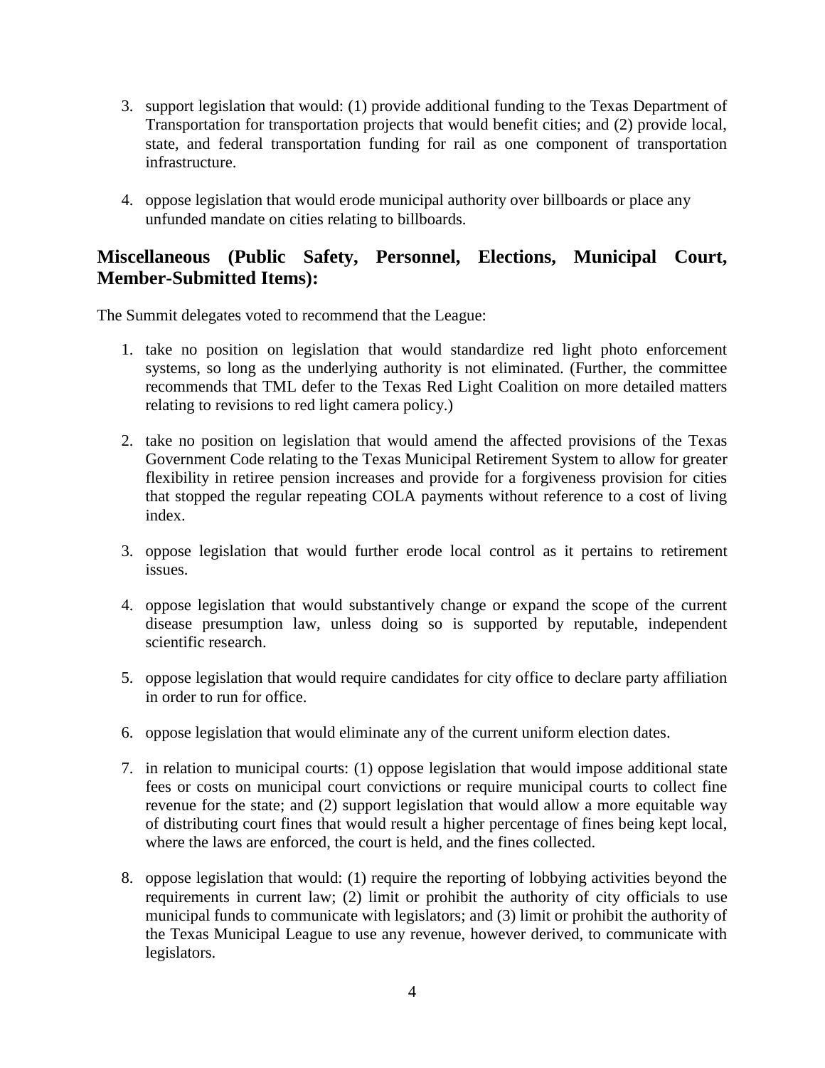3. support legislation that would: (1) provide additional funding to the Texas Department of Transportation for transportation projects that would benefit cities; and (2) provide local, state, and federal transportation funding for rail as one component of transportation infrastructure.

4. oppose legislation that would erode municipal authority over billboards or place any unfunded mandate on cities relating to billboards.

## Miscellaneous (Public Safety, Personnel, Elections, Municipal Court, Member-Submitted Items):

The Summit delegates voted to recommend that the League:

1. take no position on legislation that would standardize red light photo enforcement systems, so long as the underlying authority is not eliminated. (Further, the committee recommends that TML defer to the Texas Red Light Coalition on more detailed matters relating to revisions to red light camera policy.)

2. take no position on legislation that would amend the affected provisions of the Texas Government Code relating to the Texas Municipal Retirement System to allow for greater flexibility in retiree pension increases and provide for a forgiveness provision for cities that stopped the regular repeating COLA payments without reference to a cost of living index.

3. oppose legislation that would further erode local control as it pertains to retirement issues.

4. oppose legislation that would substantively change or expand the scope of the current disease presumption law, unless doing so is supported by reputable, independent scientific research.

5. oppose legislation that would require candidates for city office to declare party affiliation in order to run for office.

6. oppose legislation that would eliminate any of the current uniform election dates.

7. in relation to municipal courts: (1) oppose legislation that would impose additional state fees or costs on municipal court convictions or require municipal courts to collect fine revenue for the state; and (2) support legislation that would allow a more equitable way of distributing court fines that would result a higher percentage of fines being kept local, where the laws are enforced, the court is held, and the fines collected.

8. oppose legislation that would: (1) require the reporting of lobbying activities beyond the requirements in current law; (2) limit or prohibit the authority of city officials to use municipal funds to communicate with legislators; and (3) limit or prohibit the authority of the Texas Municipal League to use any revenue, however derived, to communicate with legislators.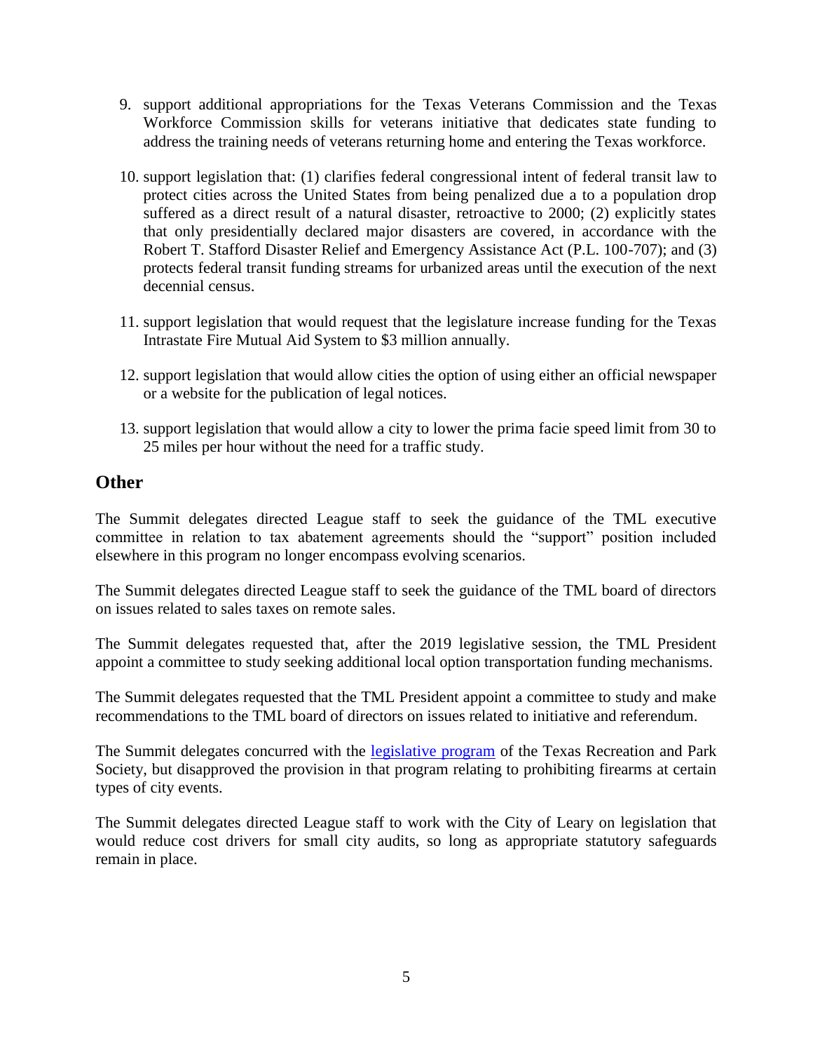9. support additional appropriations for the Texas Veterans Commission and the Texas Workforce Commission skills for veterans initiative that dedicates state funding to address the training needs of veterans returning home and entering the Texas workforce.

10. support legislation that: (1) clarifies federal congressional intent of federal transit law to protect cities across the United States from being penalized due a to a population drop suffered as a direct result of a natural disaster, retroactive to 2000; (2) explicitly states that only presidentially declared major disasters are covered, in accordance with the Robert T. Stafford Disaster Relief and Emergency Assistance Act (P.L. 100-707); and (3) protects federal transit funding streams for urbanized areas until the execution of the next decennial census.

11. support legislation that would request that the legislature increase funding for the Texas Intrastate Fire Mutual Aid System to $3 million annually.

12. support legislation that would allow cities the option of using either an official newspaper or a website for the publication of legal notices.

13. support legislation that would allow a city to lower the prima facie speed limit from 30 to 25 miles per hour without the need for a traffic study.

## Other

The Summit delegates directed League staff to seek the guidance of the TML executive committee in relation to tax abatement agreements should the "support" position included elsewhere in this program no longer encompass evolving scenarios.

The Summit delegates directed League staff to seek the guidance of the TML board of directors on issues related to sales taxes on remote sales.

The Summit delegates requested that, after the 2019 legislative session, the TML President appoint a committee to study seeking additional local option transportation funding mechanisms.

The Summit delegates requested that the TML President appoint a committee to study and make recommendations to the TML board of directors on issues related to initiative and referendum.

The Summit delegates concurred with the legislative program of the Texas Recreation and Park Society, but disapproved the provision in that program relating to prohibiting firearms at certain types of city events.

The Summit delegates directed League staff to work with the City of Leary on legislation that would reduce cost drivers for small city audits, so long as appropriate statutory safeguards remain in place.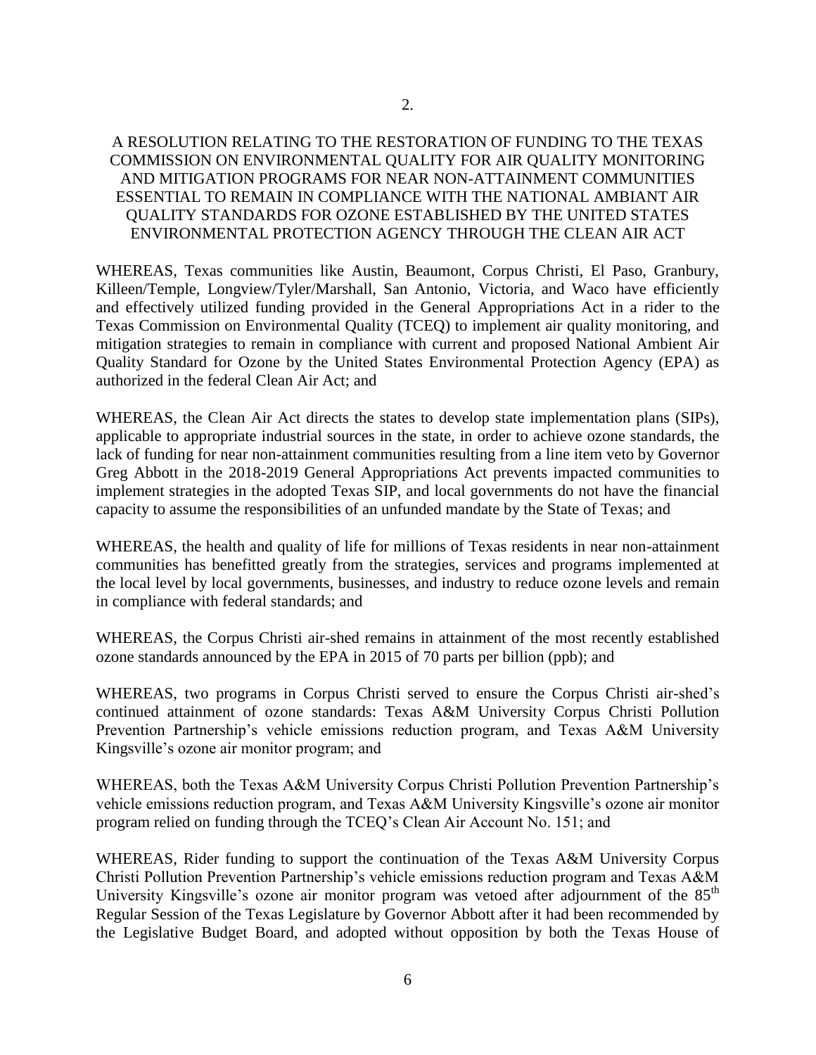2.

A RESOLUTION RELATING TO THE RESTORATION OF FUNDING TO THE TEXAS COMMISSION ON ENVIRONMENTAL QUALITY FOR AIR QUALITY MONITORING AND MITIGATION PROGRAMS FOR NEAR NON-ATTAINMENT COMMUNITIES ESSENTIAL TO REMAIN IN COMPLIANCE WITH THE NATIONAL AMBIANT AIR QUALITY STANDARDS FOR OZONE ESTABLISHED BY THE UNITED STATES ENVIRONMENTAL PROTECTION AGENCY THROUGH THE CLEAN AIR ACT

WHEREAS, Texas communities like Austin, Beaumont, Corpus Christi, El Paso, Granbury, Killeen/Temple, Longview/Tyler/Marshall, San Antonio, Victoria, and Waco have efficiently and effectively utilized funding provided in the General Appropriations Act in a rider to the Texas Commission on Environmental Quality (TCEQ) to implement air quality monitoring, and mitigation strategies to remain in compliance with current and proposed National Ambient Air Quality Standard for Ozone by the United States Environmental Protection Agency (EPA) as authorized in the federal Clean Air Act; and

WHEREAS, the Clean Air Act directs the states to develop state implementation plans (SIPs), applicable to appropriate industrial sources in the state, in order to achieve ozone standards, the lack of funding for near non-attainment communities resulting from a line item veto by Governor Greg Abbott in the 2018-2019 General Appropriations Act prevents impacted communities to implement strategies in the adopted Texas SIP, and local governments do not have the financial capacity to assume the responsibilities of an unfunded mandate by the State of Texas; and

WHEREAS, the health and quality of life for millions of Texas residents in near non-attainment communities has benefitted greatly from the strategies, services and programs implemented at the local level by local governments, businesses, and industry to reduce ozone levels and remain in compliance with federal standards; and

WHEREAS, the Corpus Christi air-shed remains in attainment of the most recently established ozone standards announced by the EPA in 2015 of 70 parts per billion (ppb); and

WHEREAS, two programs in Corpus Christi served to ensure the Corpus Christi air-shed's continued attainment of ozone standards: Texas A&M University Corpus Christi Pollution Prevention Partnership's vehicle emissions reduction program, and Texas A&M University Kingsville's ozone air monitor program; and

WHEREAS, both the Texas A&M University Corpus Christi Pollution Prevention Partnership's vehicle emissions reduction program, and Texas A&M University Kingsville's ozone air monitor program relied on funding through the TCEQ's Clean Air Account No. 151; and

WHEREAS, Rider funding to support the continuation of the Texas A&M University Corpus Christi Pollution Prevention Partnership's vehicle emissions reduction program and Texas A&M University Kingsville's ozone air monitor program was vetoed after adjournment of the 85th Regular Session of the Texas Legislature by Governor Abbott after it had been recommended by the Legislative Budget Board, and adopted without opposition by both the Texas House of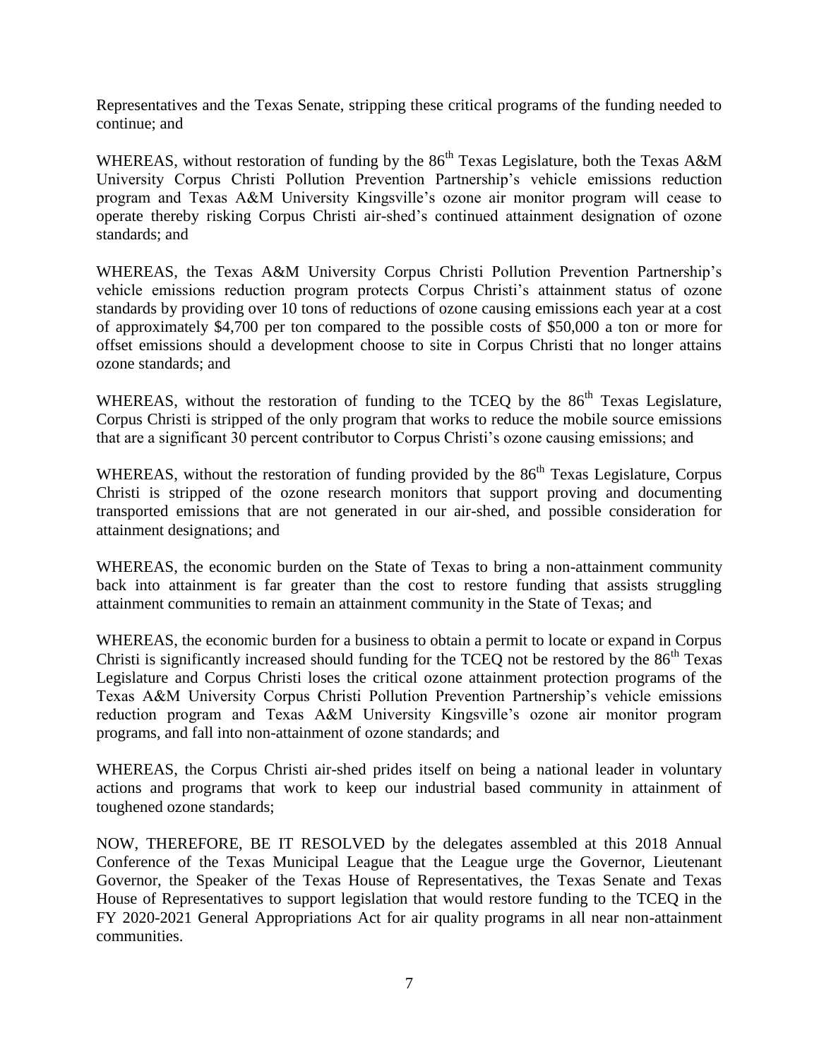Representatives and the Texas Senate, stripping these critical programs of the funding needed to continue; and

WHEREAS, without restoration of funding by the 86th Texas Legislature, both the Texas A&M University Corpus Christi Pollution Prevention Partnership's vehicle emissions reduction program and Texas A&M University Kingsville's ozone air monitor program will cease to operate thereby risking Corpus Christi air-shed's continued attainment designation of ozone standards; and

WHEREAS, the Texas A&M University Corpus Christi Pollution Prevention Partnership's vehicle emissions reduction program protects Corpus Christi's attainment status of ozone standards by providing over 10 tons of reductions of ozone causing emissions each year at a cost of approximately $4,700 per ton compared to the possible costs of $50,000 a ton or more for offset emissions should a development choose to site in Corpus Christi that no longer attains ozone standards; and

WHEREAS, without the restoration of funding to the TCEQ by the 86th Texas Legislature, Corpus Christi is stripped of the only program that works to reduce the mobile source emissions that are a significant 30 percent contributor to Corpus Christi's ozone causing emissions; and

WHEREAS, without the restoration of funding provided by the 86th Texas Legislature, Corpus Christi is stripped of the ozone research monitors that support proving and documenting transported emissions that are not generated in our air-shed, and possible consideration for attainment designations; and

WHEREAS, the economic burden on the State of Texas to bring a non-attainment community back into attainment is far greater than the cost to restore funding that assists struggling attainment communities to remain an attainment community in the State of Texas; and

WHEREAS, the economic burden for a business to obtain a permit to locate or expand in Corpus Christi is significantly increased should funding for the TCEQ not be restored by the 86th Texas Legislature and Corpus Christi loses the critical ozone attainment protection programs of the Texas A&M University Corpus Christi Pollution Prevention Partnership's vehicle emissions reduction program and Texas A&M University Kingsville's ozone air monitor program programs, and fall into non-attainment of ozone standards; and

WHEREAS, the Corpus Christi air-shed prides itself on being a national leader in voluntary actions and programs that work to keep our industrial based community in attainment of toughened ozone standards;

NOW, THEREFORE, BE IT RESOLVED by the delegates assembled at this 2018 Annual Conference of the Texas Municipal League that the League urge the Governor, Lieutenant Governor, the Speaker of the Texas House of Representatives, the Texas Senate and Texas House of Representatives to support legislation that would restore funding to the TCEQ in the FY 2020-2021 General Appropriations Act for air quality programs in all near non-attainment communities.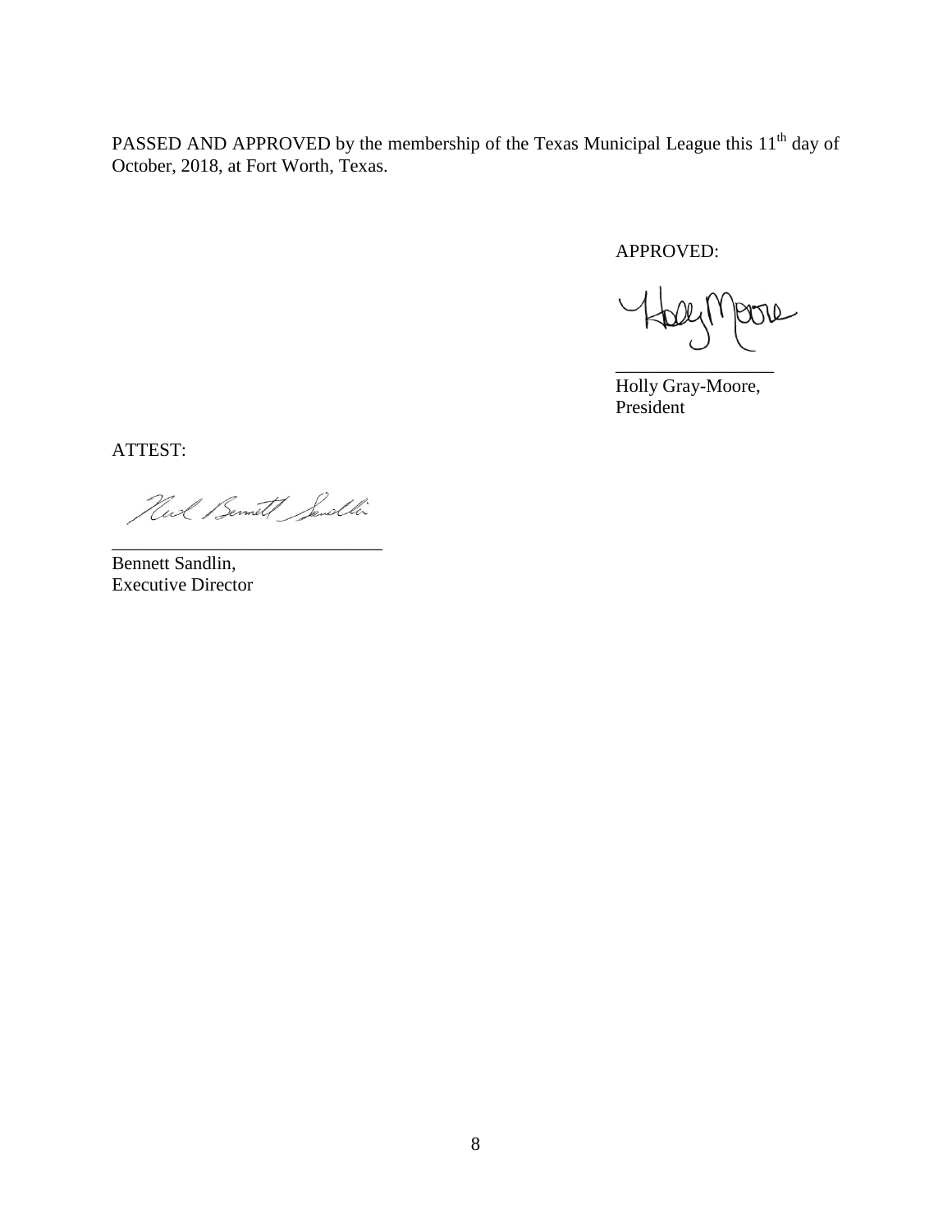PASSED AND APPROVED by the membership of the Texas Municipal League this 11th day of October, 2018, at Fort Worth, Texas.

APPROVED:

\_\_\_\_\_\_\_\_\_\_\_\_\_\_\_\_\_\_

Holly Gray-Moore,
President

ATTEST:

\_\_\_\_\_\_\_\_\_\_\_\_\_\_\_\_\_\_\_\_\_\_\_\_\_\_\_\_\_\_

Bennett Sandlin,
Executive Director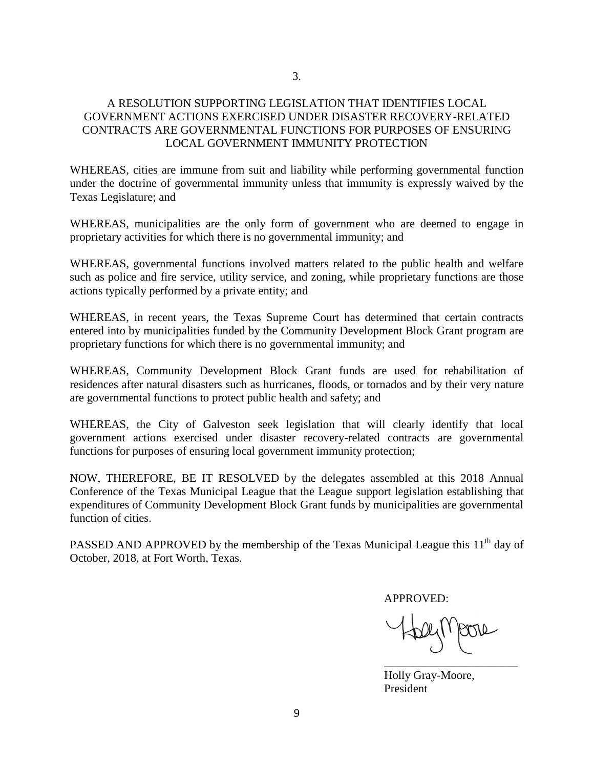## 3.

## A RESOLUTION SUPPORTING LEGISLATION THAT IDENTIFIES LOCAL GOVERNMENT ACTIONS EXERCISED UNDER DISASTER RECOVERY-RELATED CONTRACTS ARE GOVERNMENTAL FUNCTIONS FOR PURPOSES OF ENSURING LOCAL GOVERNMENT IMMUNITY PROTECTION

WHEREAS, cities are immune from suit and liability while performing governmental function under the doctrine of governmental immunity unless that immunity is expressly waived by the Texas Legislature; and

WHEREAS, municipalities are the only form of government who are deemed to engage in proprietary activities for which there is no governmental immunity; and

WHEREAS, governmental functions involved matters related to the public health and welfare such as police and fire service, utility service, and zoning, while proprietary functions are those actions typically performed by a private entity; and

WHEREAS, in recent years, the Texas Supreme Court has determined that certain contracts entered into by municipalities funded by the Community Development Block Grant program are proprietary functions for which there is no governmental immunity; and

WHEREAS, Community Development Block Grant funds are used for rehabilitation of residences after natural disasters such as hurricanes, floods, or tornados and by their very nature are governmental functions to protect public health and safety; and

WHEREAS, the City of Galveston seek legislation that will clearly identify that local government actions exercised under disaster recovery-related contracts are governmental functions for purposes of ensuring local government immunity protection;

NOW, THEREFORE, BE IT RESOLVED by the delegates assembled at this 2018 Annual Conference of the Texas Municipal League that the League support legislation establishing that expenditures of Community Development Block Grant funds by municipalities are governmental function of cities.

PASSED AND APPROVED by the membership of the Texas Municipal League this 11th day of October, 2018, at Fort Worth, Texas.

APPROVED:

Holly Gray-Moore,
President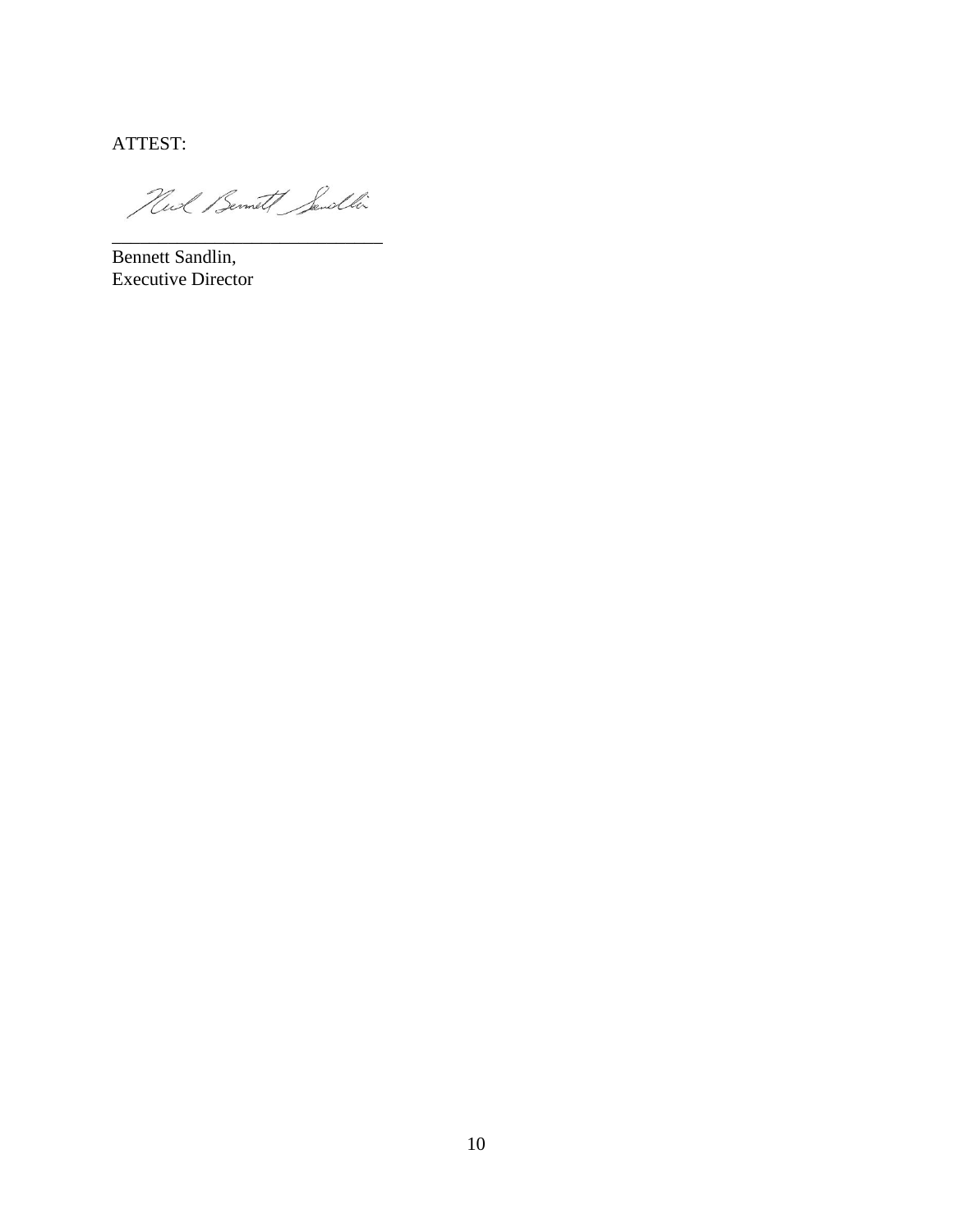ATTEST:

\_\_\_\_\_\_\_\_\_\_\_\_\_\_\_\_\_\_\_\_\_\_\_\_\_\_\_\_\_\_

Bennett Sandlin,
Executive Director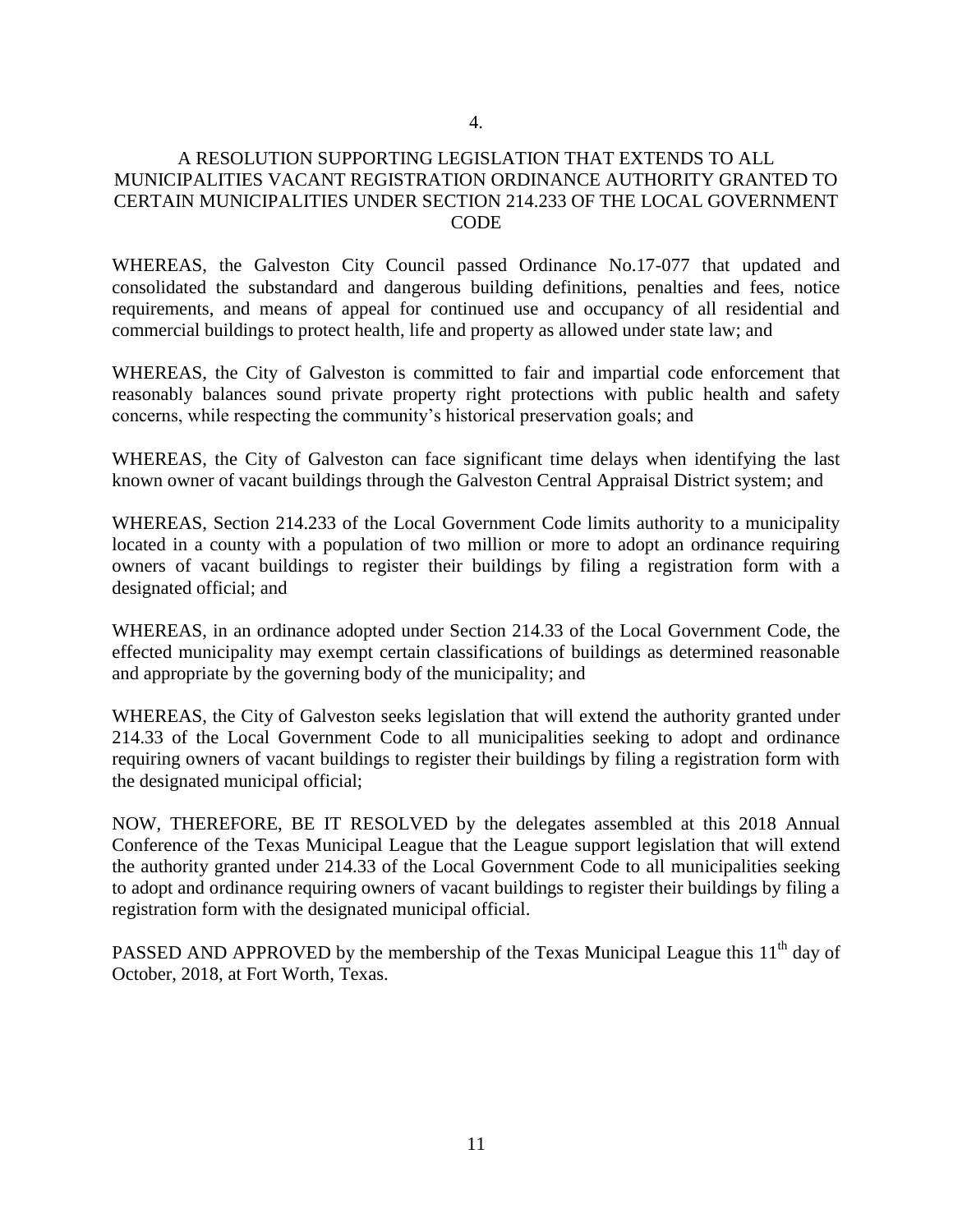4.

## A RESOLUTION SUPPORTING LEGISLATION THAT EXTENDS TO ALL MUNICIPALITIES VACANT REGISTRATION ORDINANCE AUTHORITY GRANTED TO CERTAIN MUNICIPALITIES UNDER SECTION 214.233 OF THE LOCAL GOVERNMENT CODE

WHEREAS, the Galveston City Council passed Ordinance No.17-077 that updated and consolidated the substandard and dangerous building definitions, penalties and fees, notice requirements, and means of appeal for continued use and occupancy of all residential and commercial buildings to protect health, life and property as allowed under state law; and

WHEREAS, the City of Galveston is committed to fair and impartial code enforcement that reasonably balances sound private property right protections with public health and safety concerns, while respecting the community's historical preservation goals; and

WHEREAS, the City of Galveston can face significant time delays when identifying the last known owner of vacant buildings through the Galveston Central Appraisal District system; and

WHEREAS, Section 214.233 of the Local Government Code limits authority to a municipality located in a county with a population of two million or more to adopt an ordinance requiring owners of vacant buildings to register their buildings by filing a registration form with a designated official; and

WHEREAS, in an ordinance adopted under Section 214.33 of the Local Government Code, the effected municipality may exempt certain classifications of buildings as determined reasonable and appropriate by the governing body of the municipality; and

WHEREAS, the City of Galveston seeks legislation that will extend the authority granted under 214.33 of the Local Government Code to all municipalities seeking to adopt and ordinance requiring owners of vacant buildings to register their buildings by filing a registration form with the designated municipal official;

NOW, THEREFORE, BE IT RESOLVED by the delegates assembled at this 2018 Annual Conference of the Texas Municipal League that the League support legislation that will extend the authority granted under 214.33 of the Local Government Code to all municipalities seeking to adopt and ordinance requiring owners of vacant buildings to register their buildings by filing a registration form with the designated municipal official.

PASSED AND APPROVED by the membership of the Texas Municipal League this 11th day of October, 2018, at Fort Worth, Texas.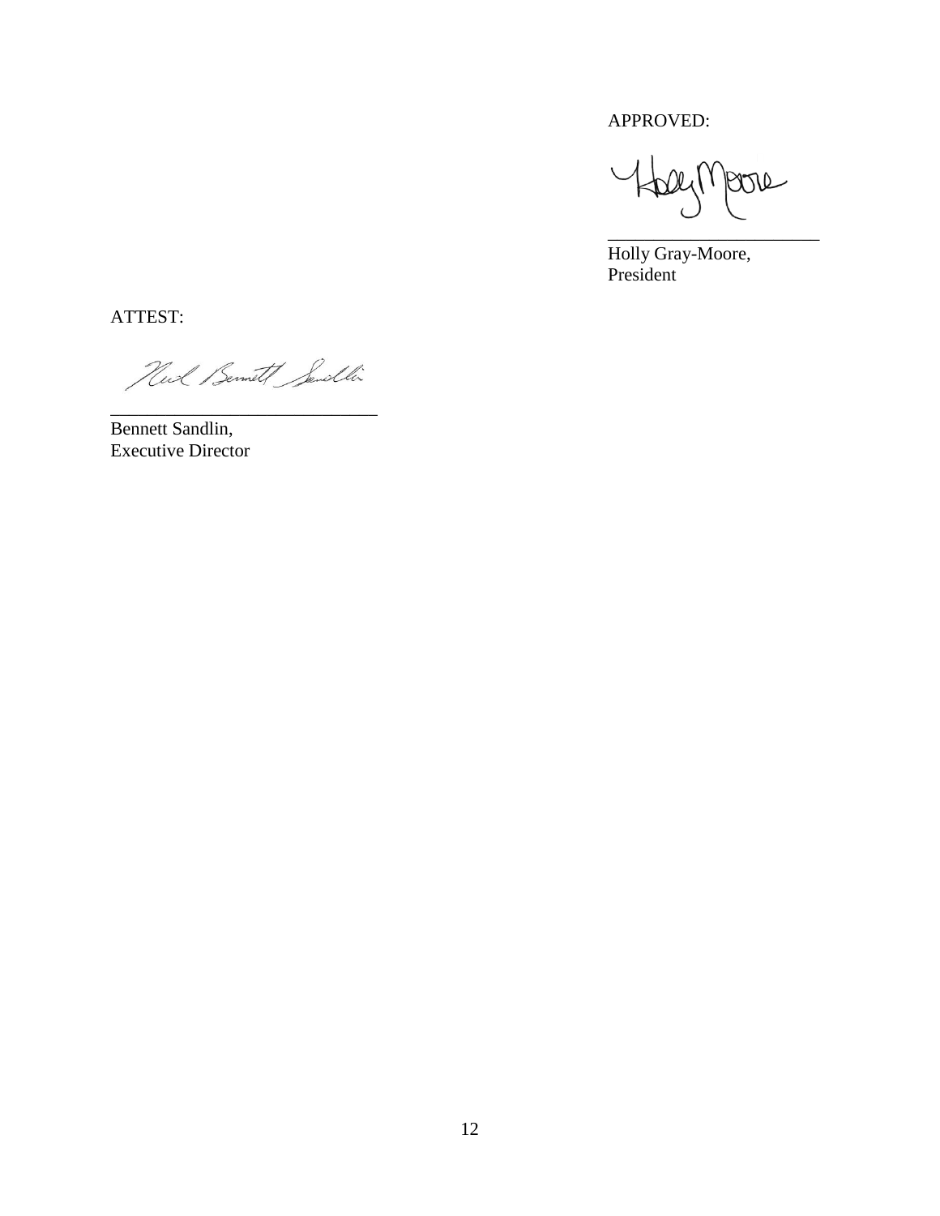APPROVED:

\_\_\_\_\_\_\_\_\_\_\_\_\_\_\_\_\_\_\_\_\_\_\_

Holly Gray-Moore,
President

ATTEST:

\_\_\_\_\_\_\_\_\_\_\_\_\_\_\_\_\_\_\_\_\_\_\_\_\_\_\_\_\_\_

Bennett Sandlin,
Executive Director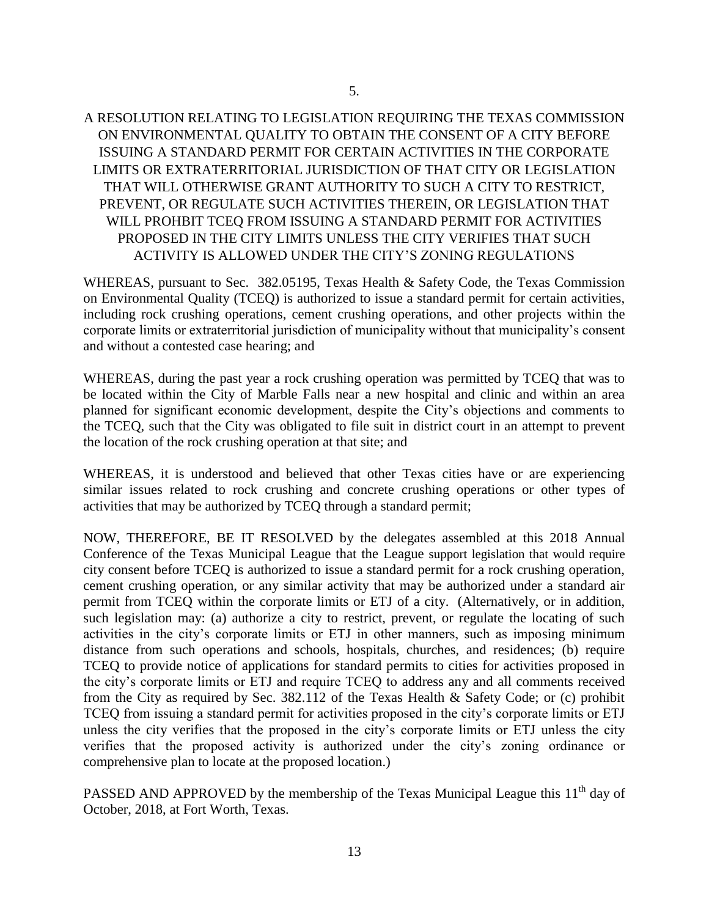5.

# A RESOLUTION RELATING TO LEGISLATION REQUIRING THE TEXAS COMMISSION ON ENVIRONMENTAL QUALITY TO OBTAIN THE CONSENT OF A CITY BEFORE ISSUING A STANDARD PERMIT FOR CERTAIN ACTIVITIES IN THE CORPORATE LIMITS OR EXTRATERRITORIAL JURISDICTION OF THAT CITY OR LEGISLATION THAT WILL OTHERWISE GRANT AUTHORITY TO SUCH A CITY TO RESTRICT, PREVENT, OR REGULATE SUCH ACTIVITIES THEREIN, OR LEGISLATION THAT WILL PROHIBIT TCEQ FROM ISSUING A STANDARD PERMIT FOR ACTIVITIES PROPOSED IN THE CITY LIMITS UNLESS THE CITY VERIFIES THAT SUCH ACTIVITY IS ALLOWED UNDER THE CITY'S ZONING REGULATIONS

WHEREAS, pursuant to Sec. 382.05195, Texas Health & Safety Code, the Texas Commission on Environmental Quality (TCEQ) is authorized to issue a standard permit for certain activities, including rock crushing operations, cement crushing operations, and other projects within the corporate limits or extraterritorial jurisdiction of municipality without that municipality's consent and without a contested case hearing; and

WHEREAS, during the past year a rock crushing operation was permitted by TCEQ that was to be located within the City of Marble Falls near a new hospital and clinic and within an area planned for significant economic development, despite the City's objections and comments to the TCEQ, such that the City was obligated to file suit in district court in an attempt to prevent the location of the rock crushing operation at that site; and

WHEREAS, it is understood and believed that other Texas cities have or are experiencing similar issues related to rock crushing and concrete crushing operations or other types of activities that may be authorized by TCEQ through a standard permit;

NOW, THEREFORE, BE IT RESOLVED by the delegates assembled at this 2018 Annual Conference of the Texas Municipal League that the League support legislation that would require city consent before TCEQ is authorized to issue a standard permit for a rock crushing operation, cement crushing operation, or any similar activity that may be authorized under a standard air permit from TCEQ within the corporate limits or ETJ of a city. (Alternatively, or in addition, such legislation may: (a) authorize a city to restrict, prevent, or regulate the locating of such activities in the city's corporate limits or ETJ in other manners, such as imposing minimum distance from such operations and schools, hospitals, churches, and residences; (b) require TCEQ to provide notice of applications for standard permits to cities for activities proposed in the city's corporate limits or ETJ and require TCEQ to address any and all comments received from the City as required by Sec. 382.112 of the Texas Health & Safety Code; or (c) prohibit TCEQ from issuing a standard permit for activities proposed in the city's corporate limits or ETJ unless the city verifies that the proposed in the city's corporate limits or ETJ unless the city verifies that the proposed activity is authorized under the city's zoning ordinance or comprehensive plan to locate at the proposed location.)

PASSED AND APPROVED by the membership of the Texas Municipal League this 11th day of October, 2018, at Fort Worth, Texas.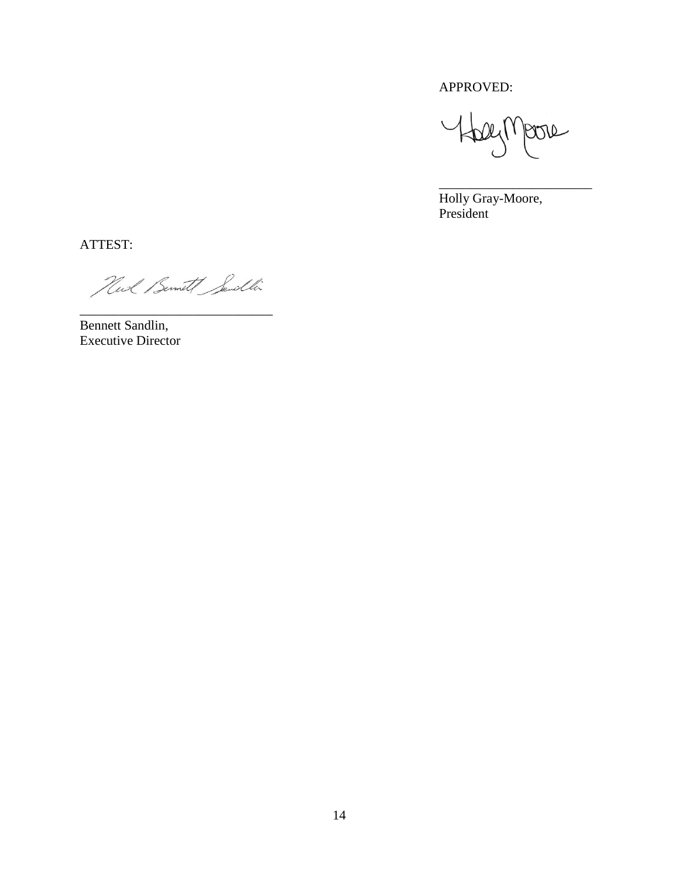APPROVED:

\_\_\_\_\_\_\_\_\_\_\_\_\_\_\_\_\_\_\_\_\_\_\_\_

Holly Gray-Moore,
President

ATTEST:

\_\_\_\_\_\_\_\_\_\_\_\_\_\_\_\_\_\_\_\_\_\_\_\_\_\_\_\_\_\_

Bennett Sandlin,
Executive Director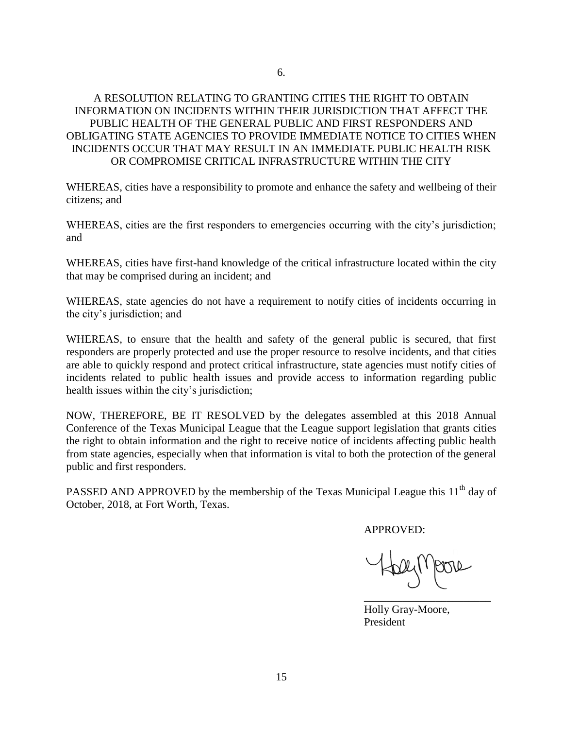6.

# A RESOLUTION RELATING TO GRANTING CITIES THE RIGHT TO OBTAIN INFORMATION ON INCIDENTS WITHIN THEIR JURISDICTION THAT AFFECT THE PUBLIC HEALTH OF THE GENERAL PUBLIC AND FIRST RESPONDERS AND OBLIGATING STATE AGENCIES TO PROVIDE IMMEDIATE NOTICE TO CITIES WHEN INCIDENTS OCCUR THAT MAY RESULT IN AN IMMEDIATE PUBLIC HEALTH RISK OR COMPROMISE CRITICAL INFRASTRUCTURE WITHIN THE CITY

WHEREAS, cities have a responsibility to promote and enhance the safety and wellbeing of their citizens; and

WHEREAS, cities are the first responders to emergencies occurring with the city's jurisdiction; and

WHEREAS, cities have first-hand knowledge of the critical infrastructure located within the city that may be comprised during an incident; and

WHEREAS, state agencies do not have a requirement to notify cities of incidents occurring in the city's jurisdiction; and

WHEREAS, to ensure that the health and safety of the general public is secured, that first responders are properly protected and use the proper resource to resolve incidents, and that cities are able to quickly respond and protect critical infrastructure, state agencies must notify cities of incidents related to public health issues and provide access to information regarding public health issues within the city's jurisdiction;

NOW, THEREFORE, BE IT RESOLVED by the delegates assembled at this 2018 Annual Conference of the Texas Municipal League that the League support legislation that grants cities the right to obtain information and the right to receive notice of incidents affecting public health from state agencies, especially when that information is vital to both the protection of the general public and first responders.

PASSED AND APPROVED by the membership of the Texas Municipal League this 11th day of October, 2018, at Fort Worth, Texas.

APPROVED:

Holly Moore

\_\_\_\_\_\_\_\_\_\_\_\_\_\_\_\_\_\_\_\_\_\_\_\_

Holly Gray-Moore,
President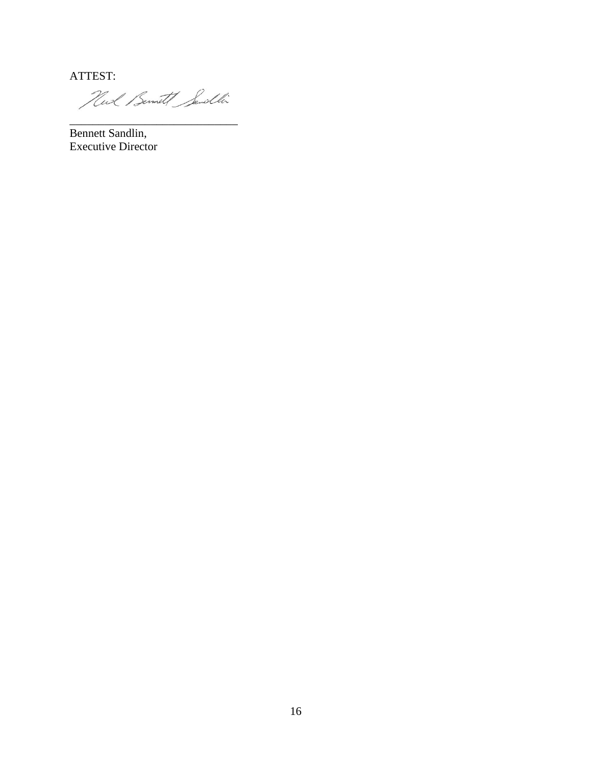ATTEST:

_______________________________

Bennett Sandlin,
Executive Director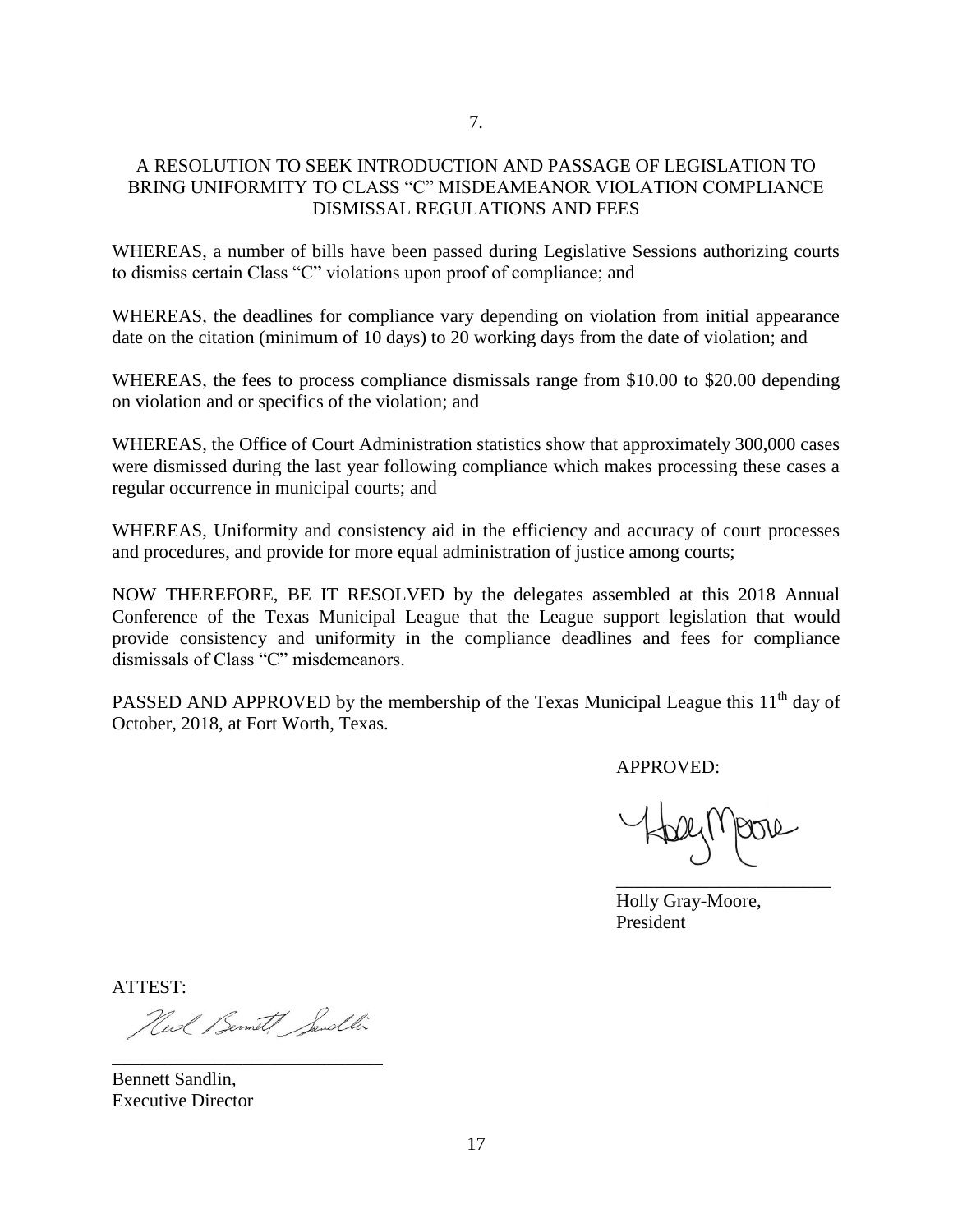7.

## A RESOLUTION TO SEEK INTRODUCTION AND PASSAGE OF LEGISLATION TO BRING UNIFORMITY TO CLASS "C" MISDEAMEANOR VIOLATION COMPLIANCE DISMISSAL REGULATIONS AND FEES

WHEREAS, a number of bills have been passed during Legislative Sessions authorizing courts to dismiss certain Class "C" violations upon proof of compliance; and

WHEREAS, the deadlines for compliance vary depending on violation from initial appearance date on the citation (minimum of 10 days) to 20 working days from the date of violation; and

WHEREAS, the fees to process compliance dismissals range from \$10.00 to \$20.00 depending on violation and or specifics of the violation; and

WHEREAS, the Office of Court Administration statistics show that approximately 300,000 cases were dismissed during the last year following compliance which makes processing these cases a regular occurrence in municipal courts; and

WHEREAS, Uniformity and consistency aid in the efficiency and accuracy of court processes and procedures, and provide for more equal administration of justice among courts;

NOW THEREFORE, BE IT RESOLVED by the delegates assembled at this 2018 Annual Conference of the Texas Municipal League that the League support legislation that would provide consistency and uniformity in the compliance deadlines and fees for compliance dismissals of Class "C" misdemeanors.

PASSED AND APPROVED by the membership of the Texas Municipal League this 11th day of October, 2018, at Fort Worth, Texas.

APPROVED:

\_\_\_\_\_\_\_\_\_\_\_\_\_\_\_\_\_\_\_\_\_\_\_\_

Holly Gray-Moore,
President

ATTEST:

\_\_\_\_\_\_\_\_\_\_\_\_\_\_\_\_\_\_\_\_\_\_\_\_

Bennett Sandlin,
Executive Director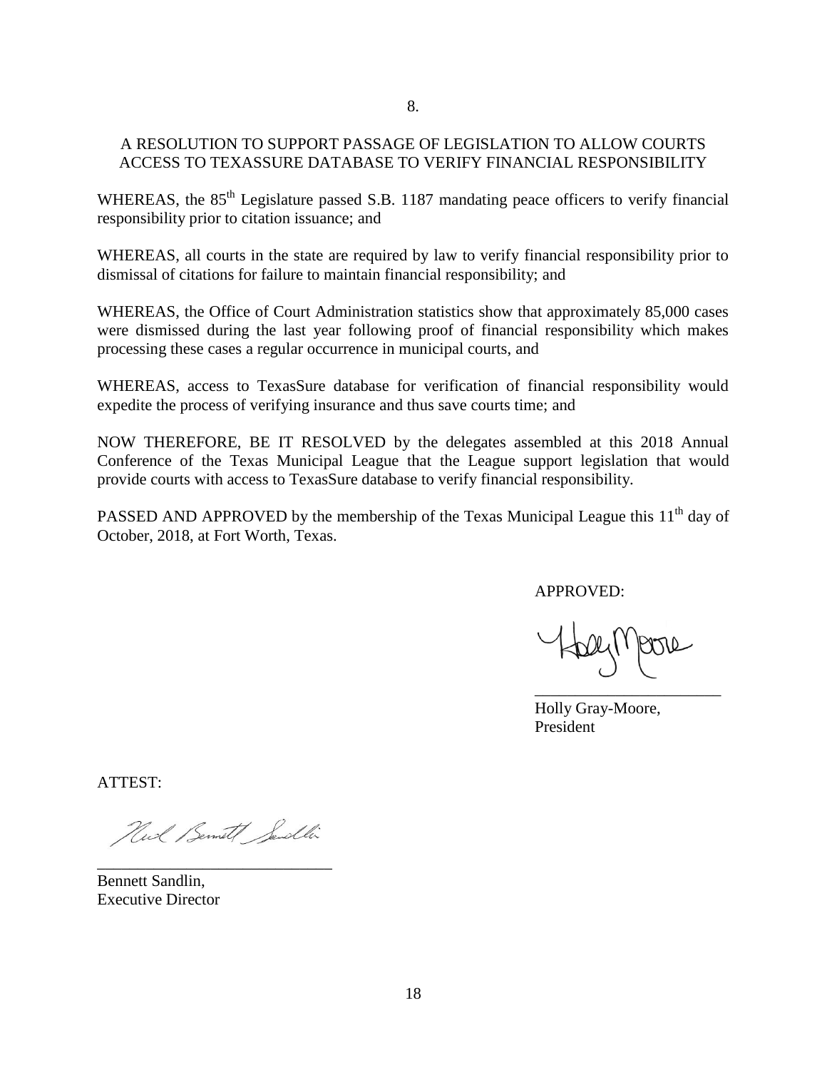8.

## A RESOLUTION TO SUPPORT PASSAGE OF LEGISLATION TO ALLOW COURTS ACCESS TO TEXASSURE DATABASE TO VERIFY FINANCIAL RESPONSIBILITY

WHEREAS, the $85^{th}$ Legislature passed S.B. 1187 mandating peace officers to verify financial responsibility prior to citation issuance; and

WHEREAS, all courts in the state are required by law to verify financial responsibility prior to dismissal of citations for failure to maintain financial responsibility; and

WHEREAS, the Office of Court Administration statistics show that approximately 85,000 cases were dismissed during the last year following proof of financial responsibility which makes processing these cases a regular occurrence in municipal courts, and

WHEREAS, access to TexasSure database for verification of financial responsibility would expedite the process of verifying insurance and thus save courts time; and

NOW THEREFORE, BE IT RESOLVED by the delegates assembled at this 2018 Annual Conference of the Texas Municipal League that the League support legislation that would provide courts with access to TexasSure database to verify financial responsibility.

PASSED AND APPROVED by the membership of the Texas Municipal League this $11^{th}$ day of October, 2018, at Fort Worth, Texas.

APPROVED:

\_\_\_\_\_\_\_\_\_\_\_\_\_\_\_\_\_\_\_\_\_\_\_\_

Holly Gray-Moore,
President

ATTEST:

\_\_\_\_\_\_\_\_\_\_\_\_\_\_\_\_\_\_\_\_\_\_\_\_\_\_\_\_

Bennett Sandlin,
Executive Director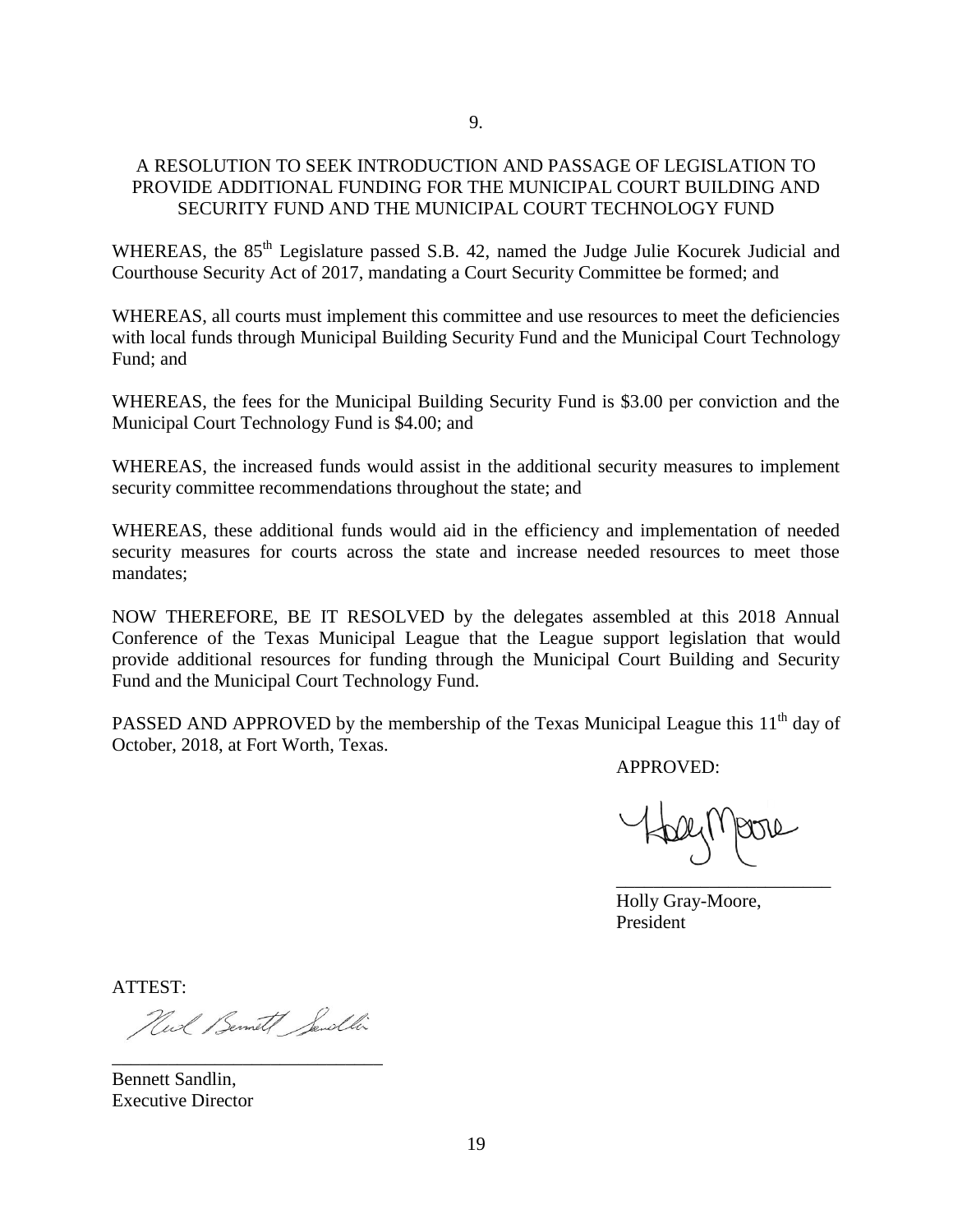9.

## A RESOLUTION TO SEEK INTRODUCTION AND PASSAGE OF LEGISLATION TO PROVIDE ADDITIONAL FUNDING FOR THE MUNICIPAL COURT BUILDING AND SECURITY FUND AND THE MUNICIPAL COURT TECHNOLOGY FUND

WHEREAS, the 85th Legislature passed S.B. 42, named the Judge Julie Kocurek Judicial and Courthouse Security Act of 2017, mandating a Court Security Committee be formed; and

WHEREAS, all courts must implement this committee and use resources to meet the deficiencies with local funds through Municipal Building Security Fund and the Municipal Court Technology Fund; and

WHEREAS, the fees for the Municipal Building Security Fund is $3.00 per conviction and the Municipal Court Technology Fund is $4.00; and

WHEREAS, the increased funds would assist in the additional security measures to implement security committee recommendations throughout the state; and

WHEREAS, these additional funds would aid in the efficiency and implementation of needed security measures for courts across the state and increase needed resources to meet those mandates;

NOW THEREFORE, BE IT RESOLVED by the delegates assembled at this 2018 Annual Conference of the Texas Municipal League that the League support legislation that would provide additional resources for funding through the Municipal Court Building and Security Fund and the Municipal Court Technology Fund.

PASSED AND APPROVED by the membership of the Texas Municipal League this 11th day of October, 2018, at Fort Worth, Texas.

APPROVED:

\_\_\_\_\_\_\_\_\_\_\_\_\_\_\_\_\_\_\_\_\_\_\_\_

Holly Gray-Moore,
President

ATTEST:

\_\_\_\_\_\_\_\_\_\_\_\_\_\_\_\_\_\_\_\_\_\_\_\_\_\_\_\_\_\_

Bennett Sandlin,
Executive Director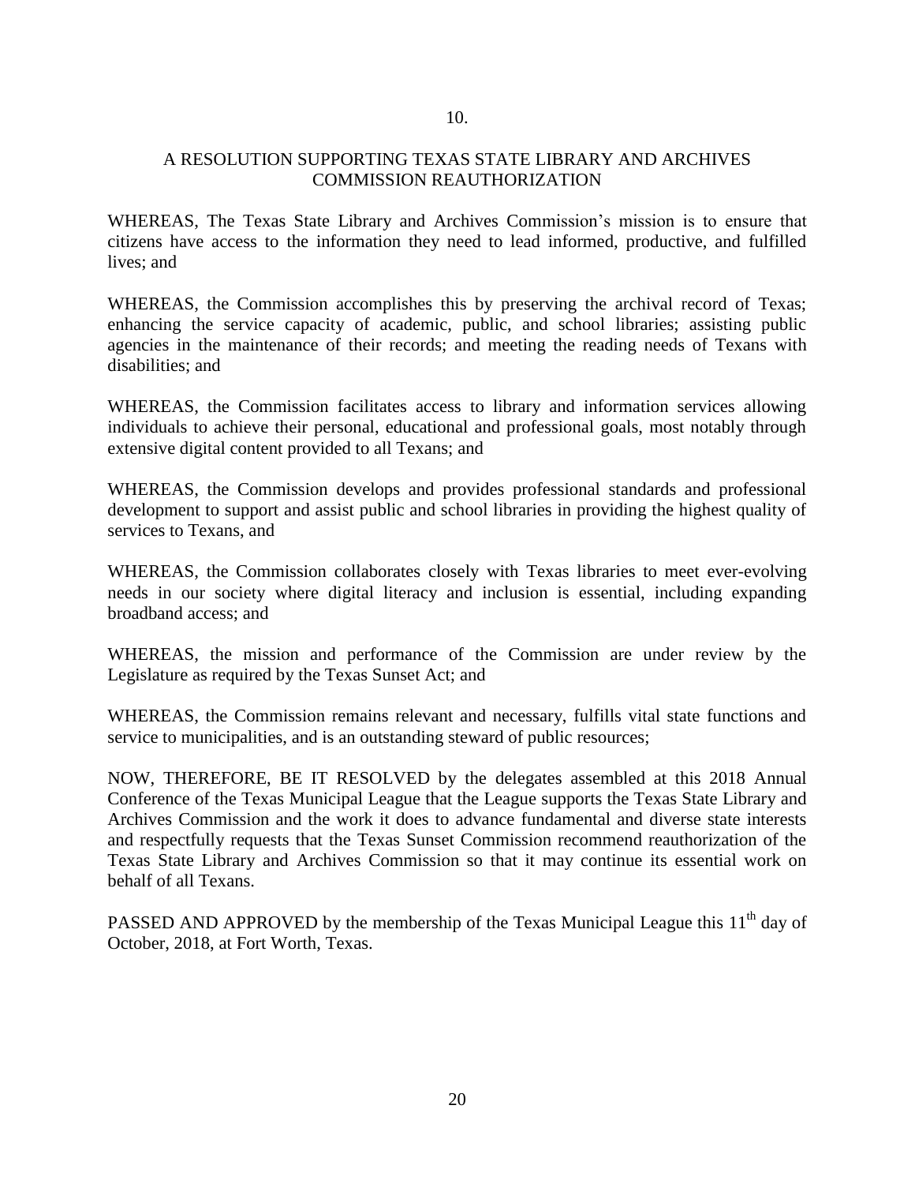10.

## A RESOLUTION SUPPORTING TEXAS STATE LIBRARY AND ARCHIVES COMMISSION REAUTHORIZATION

WHEREAS, The Texas State Library and Archives Commission's mission is to ensure that citizens have access to the information they need to lead informed, productive, and fulfilled lives; and

WHEREAS, the Commission accomplishes this by preserving the archival record of Texas; enhancing the service capacity of academic, public, and school libraries; assisting public agencies in the maintenance of their records; and meeting the reading needs of Texans with disabilities; and

WHEREAS, the Commission facilitates access to library and information services allowing individuals to achieve their personal, educational and professional goals, most notably through extensive digital content provided to all Texans; and

WHEREAS, the Commission develops and provides professional standards and professional development to support and assist public and school libraries in providing the highest quality of services to Texans, and

WHEREAS, the Commission collaborates closely with Texas libraries to meet ever-evolving needs in our society where digital literacy and inclusion is essential, including expanding broadband access; and

WHEREAS, the mission and performance of the Commission are under review by the Legislature as required by the Texas Sunset Act; and

WHEREAS, the Commission remains relevant and necessary, fulfills vital state functions and service to municipalities, and is an outstanding steward of public resources;

NOW, THEREFORE, BE IT RESOLVED by the delegates assembled at this 2018 Annual Conference of the Texas Municipal League that the League supports the Texas State Library and Archives Commission and the work it does to advance fundamental and diverse state interests and respectfully requests that the Texas Sunset Commission recommend reauthorization of the Texas State Library and Archives Commission so that it may continue its essential work on behalf of all Texans.

PASSED AND APPROVED by the membership of the Texas Municipal League this 11th day of October, 2018, at Fort Worth, Texas.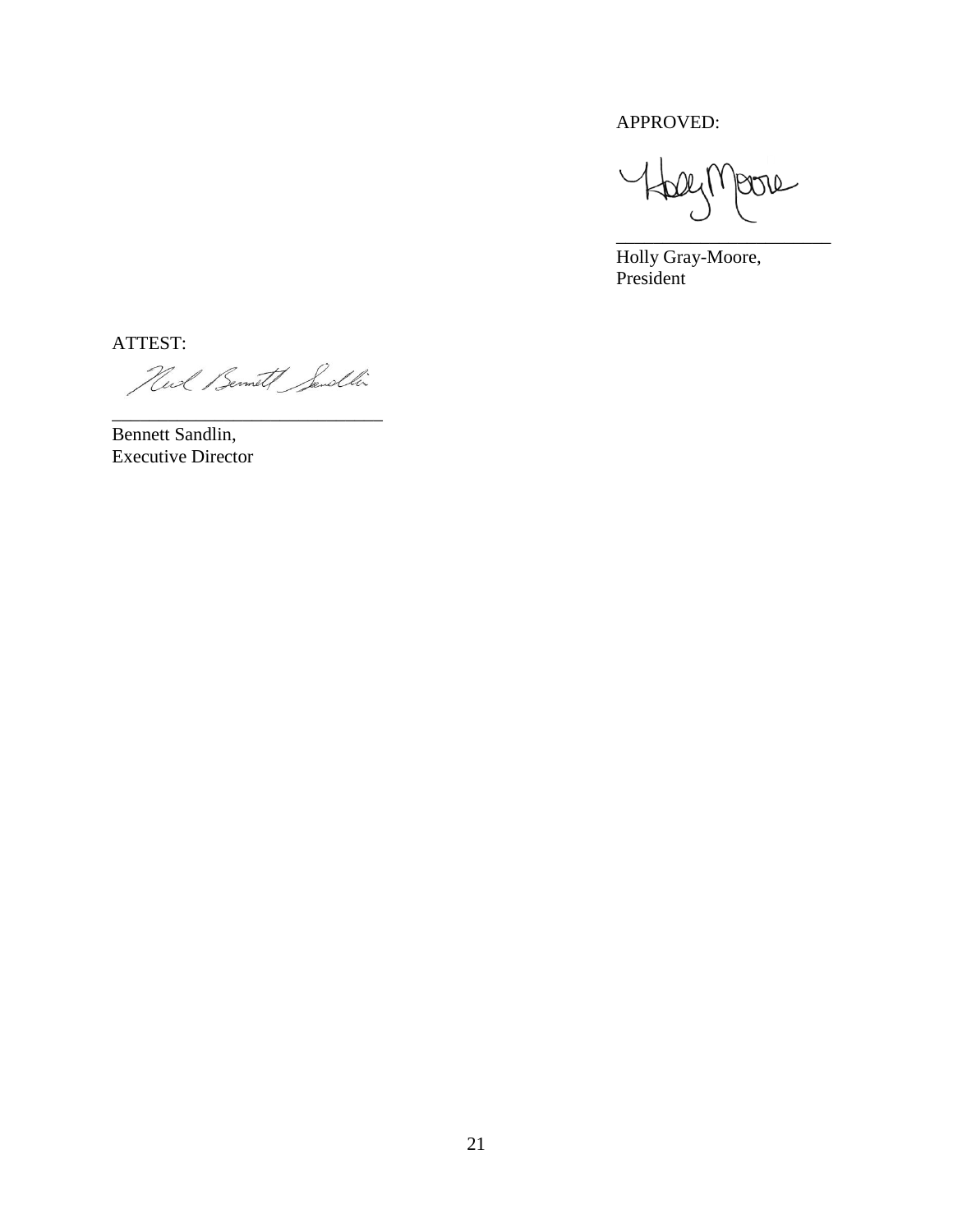APPROVED:

_______________________

Holly Gray-Moore,
President

ATTEST:

_____________________________

Bennett Sandlin,
Executive Director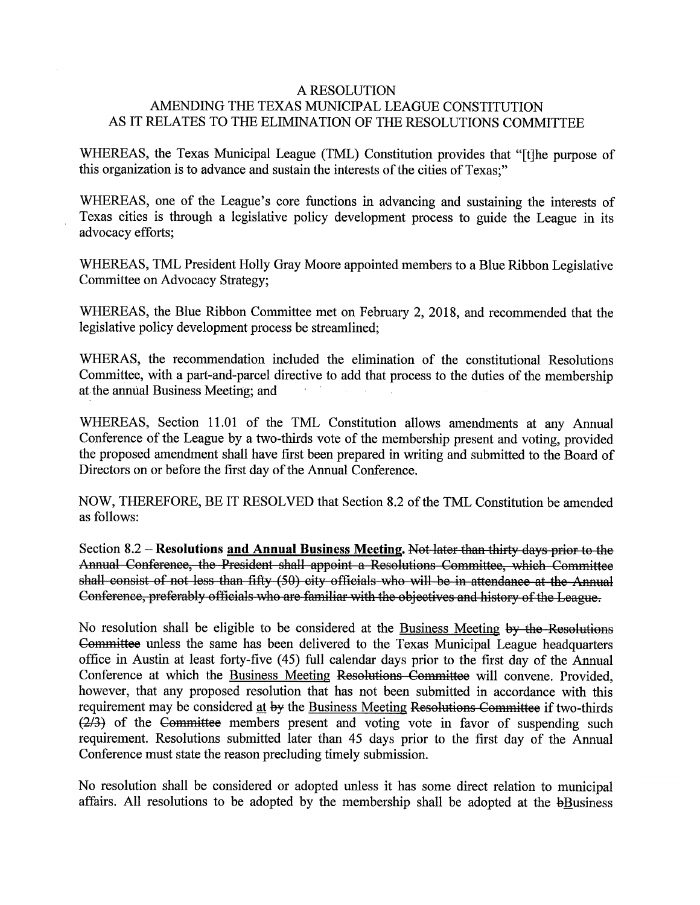A RESOLUTION

AMENDING THE TEXAS MUNICIPAL LEAGUE CONSTITUTION AS IT RELATES TO THE ELIMINATION OF THE RESOLUTIONS COMMITTEE

WHEREAS, the Texas Municipal League (TML) Constitution provides that "[t]he purpose of this organization is to advance and sustain the interests of the cities of Texas;"

WHEREAS, one of the League's core functions in advancing and sustaining the interests of Texas cities is through a legislative policy development process to guide the League in its advocacy efforts;

WHEREAS, TML President Holly Gray Moore appointed members to a Blue Ribbon Legislative Committee on Advocacy Strategy;

WHEREAS, the Blue Ribbon Committee met on February 2, 2018, and recommended that the legislative policy development process be streamlined;

WHERAS, the recommendation included the elimination of the constitutional Resolutions Committee, with a part-and-parcel directive to add that process to the duties of the membership at the annual Business Meeting; and

WHEREAS, Section 11.01 of the TML Constitution allows amendments at any Annual Conference of the League by a two-thirds vote of the membership present and voting, provided the proposed amendment shall have first been prepared in writing and submitted to the Board of Directors on or before the first day of the Annual Conference.

NOW, THEREFORE, BE IT RESOLVED that Section 8.2 of the TML Constitution be amended as follows:

Section 8.2 – **Resolutions <u>and Annual Business Meeting</u>.** ~~Not later than thirty days prior to the Annual Conference, the President shall appoint a Resolutions Committee, which Committee shall consist of not less than fifty (50) city officials who will be in attendance at the Annual Conference, preferably officials who are familiar with the objectives and history of the League.~~

No resolution shall be eligible to be considered at the <u>Business Meeting</u> ~~by the Resolutions Committee~~ unless the same has been delivered to the Texas Municipal League headquarters office in Austin at least forty-five (45) full calendar days prior to the first day of the Annual Conference at which the <u>Business Meeting</u> ~~Resolutions Committee~~ will convene. Provided, however, that any proposed resolution that has not been submitted in accordance with this requirement may be considered <u>at</u> ~~by~~ the <u>Business Meeting</u> ~~Resolutions Committee~~ if two-thirds ~~(2/3)~~ of the ~~Committee~~ members present and voting vote in favor of suspending such requirement. Resolutions submitted later than 45 days prior to the first day of the Annual Conference must state the reason precluding timely submission.

No resolution shall be considered or adopted unless it has some direct relation to municipal affairs. All resolutions to be adopted by the membership shall be adopted at the ~~b~~<u>B</u>usiness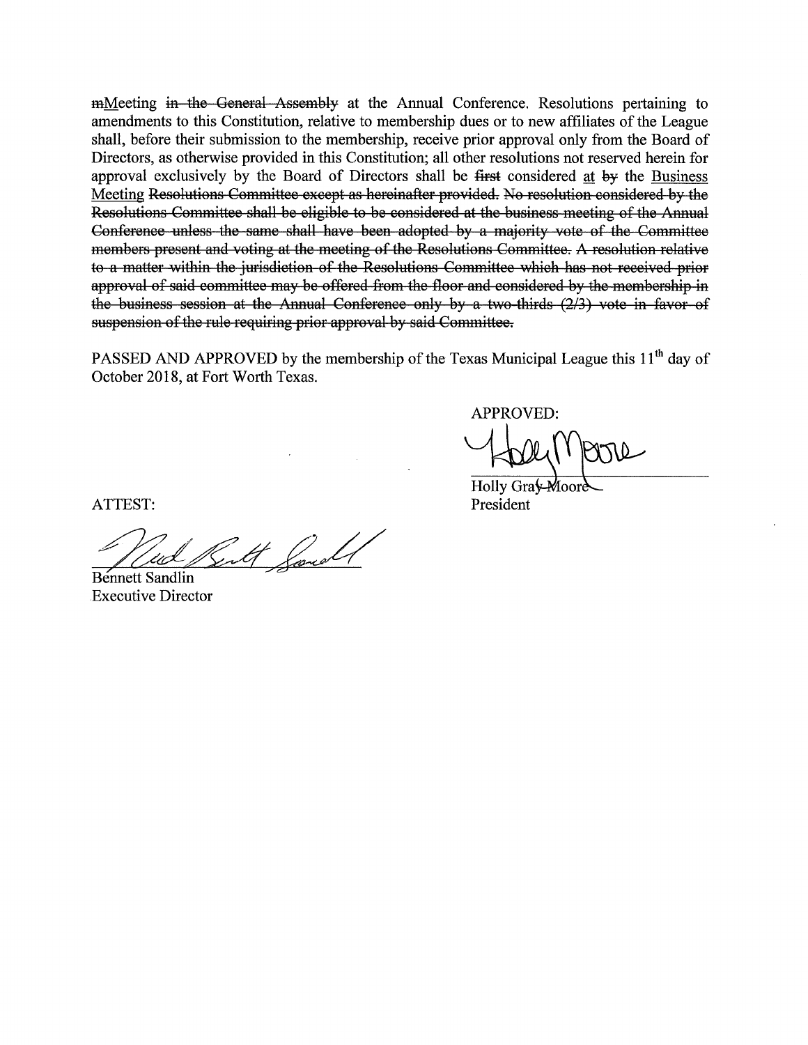~~m~~<u>M</u>eeting ~~in the General Assembly~~ at the Annual Conference. Resolutions pertaining to amendments to this Constitution, relative to membership dues or to new affiliates of the League shall, before their submission to the membership, receive prior approval only from the Board of Directors, as otherwise provided in this Constitution; all other resolutions not reserved herein for approval exclusively by the Board of Directors shall be ~~first~~ considered <u>at</u> ~~by~~ the <u>Business Meeting</u> ~~Resolutions Committee except as hereinafter provided. No resolution considered by the Resolutions Committee shall be eligible to be considered at the business meeting of the Annual Conference unless the same shall have been adopted by a majority vote of the Committee members present and voting at the meeting of the Resolutions Committee. A resolution relative to a matter within the jurisdiction of the Resolutions Committee which has not received prior approval of said committee may be offered from the floor and considered by the membership in the business session at the Annual Conference only by a two-thirds (2/3) vote in favor of suspension of the rule requiring prior approval by said Committee.~~

PASSED AND APPROVED by the membership of the Texas Municipal League this 11th day of October 2018, at Fort Worth Texas.

APPROVED:

Holly Gray-Moore
President

ATTEST:

Bennett Sandlin
Executive Director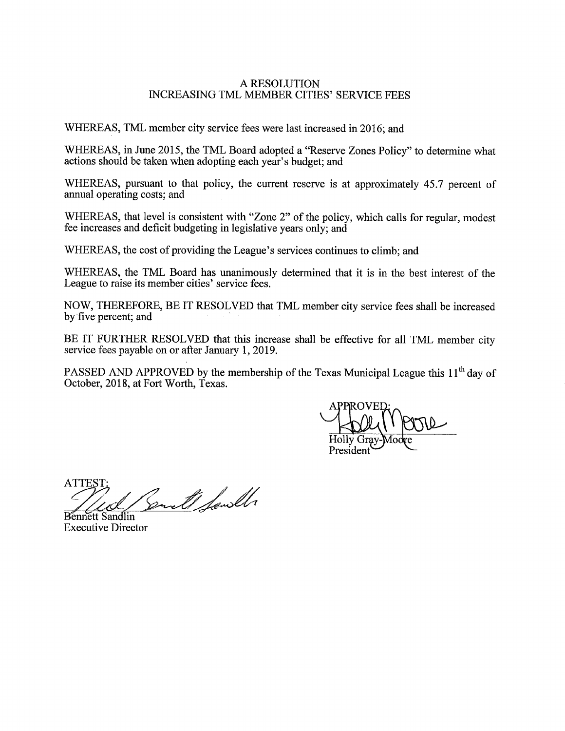# A RESOLUTION
## INCREASING TML MEMBER CITIES' SERVICE FEES

WHEREAS, TML member city service fees were last increased in 2016; and

WHEREAS, in June 2015, the TML Board adopted a "Reserve Zones Policy" to determine what actions should be taken when adopting each year's budget; and

WHEREAS, pursuant to that policy, the current reserve is at approximately 45.7 percent of annual operating costs; and

WHEREAS, that level is consistent with "Zone 2" of the policy, which calls for regular, modest fee increases and deficit budgeting in legislative years only; and

WHEREAS, the cost of providing the League's services continues to climb; and

WHEREAS, the TML Board has unanimously determined that it is in the best interest of the League to raise its member cities' service fees.

NOW, THEREFORE, BE IT RESOLVED that TML member city service fees shall be increased by five percent; and

BE IT FURTHER RESOLVED that this increase shall be effective for all TML member city service fees payable on or after January 1, 2019.

PASSED AND APPROVED by the membership of the Texas Municipal League this 11th day of October, 2018, at Fort Worth, Texas.

APPROVED:

Holly Gray-Moore
President

ATTEST:

Bennett Sandlin
Executive Director